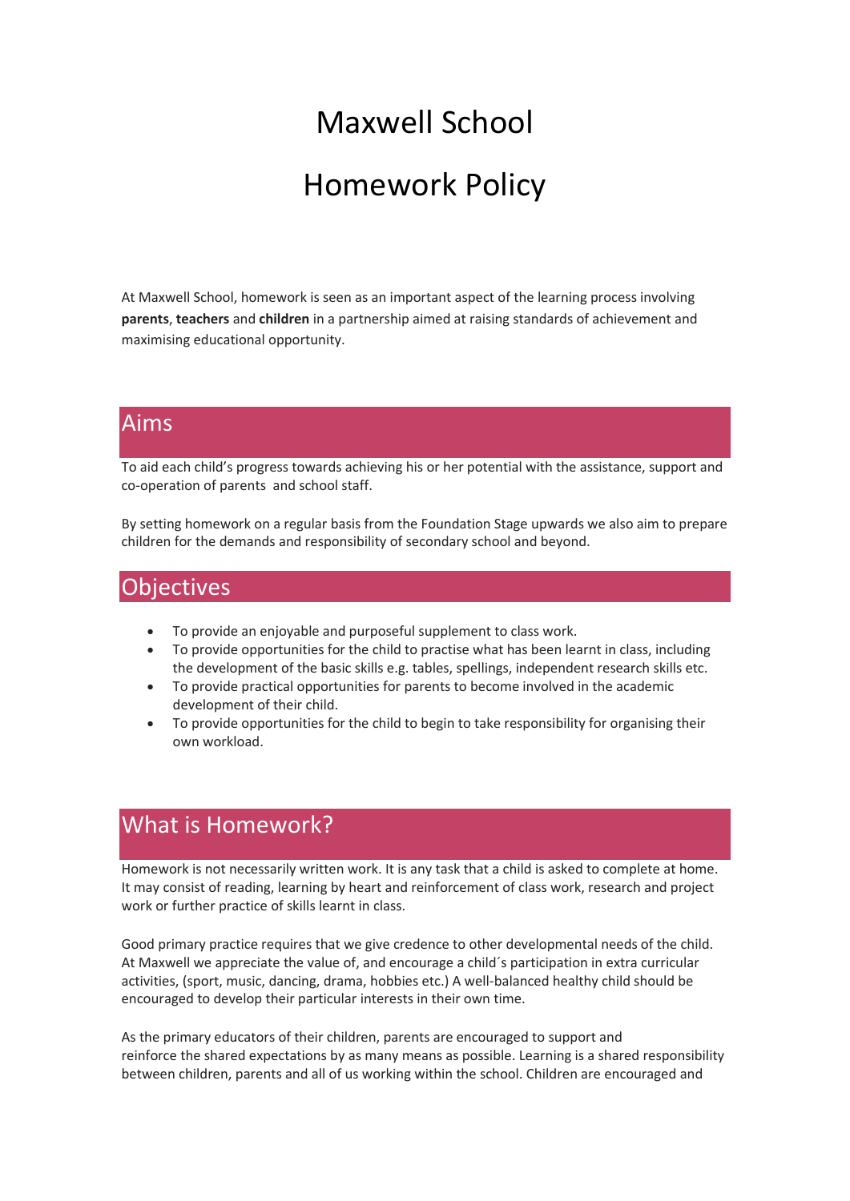# Maxwell School

# Homework Policy

At Maxwell School, homework is seen as an important aspect of the learning process involving **parents**, **teachers** and **children** in a partnership aimed at raising standards of achievement and maximising educational opportunity.

## Aims

To aid each child's progress towards achieving his or her potential with the assistance, support and co-operation of parents and school staff.

By setting homework on a regular basis from the Foundation Stage upwards we also aim to prepare children for the demands and responsibility of secondary school and beyond.

## Objectives

- To provide an enjoyable and purposeful supplement to class work.
- To provide opportunities for the child to practise what has been learnt in class, including the development of the basic skills e.g. tables, spellings, independent research skills etc.
- To provide practical opportunities for parents to become involved in the academic development of their child.
- To provide opportunities for the child to begin to take responsibility for organising their own workload.

## What is Homework?

Homework is not necessarily written work. It is any task that a child is asked to complete at home. It may consist of reading, learning by heart and reinforcement of class work, research and project work or further practice of skills learnt in class.

Good primary practice requires that we give credence to other developmental needs of the child. At Maxwell we appreciate the value of, and encourage a child´s participation in extra curricular activities, (sport, music, dancing, drama, hobbies etc.) A well-balanced healthy child should be encouraged to develop their particular interests in their own time.

As the primary educators of their children, parents are encouraged to support and reinforce the shared expectations by as many means as possible. Learning is a shared responsibility between children, parents and all of us working within the school. Children are encouraged and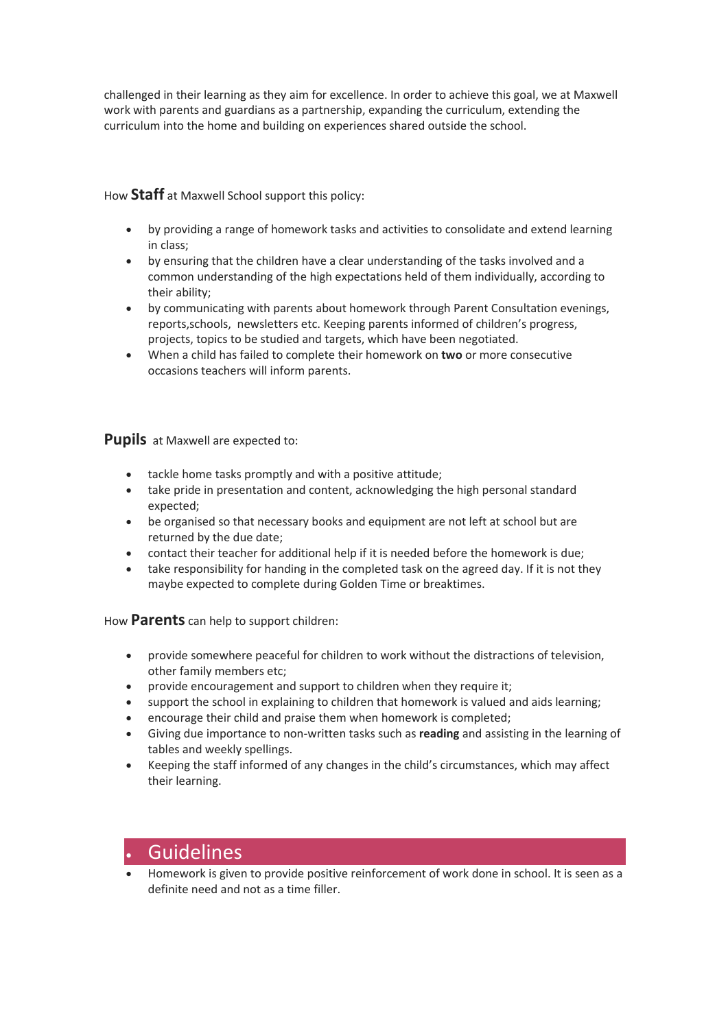challenged in their learning as they aim for excellence. In order to achieve this goal, we at Maxwell work with parents and guardians as a partnership, expanding the curriculum, extending the curriculum into the home and building on experiences shared outside the school.

How **Staff** at Maxwell School support this policy:

- by providing a range of homework tasks and activities to consolidate and extend learning in class;
- by ensuring that the children have a clear understanding of the tasks involved and a common understanding of the high expectations held of them individually, according to their ability;
- by communicating with parents about homework through Parent Consultation evenings, reports,schools, newsletters etc. Keeping parents informed of children's progress, projects, topics to be studied and targets, which have been negotiated.
- When a child has failed to complete their homework on **two** or more consecutive occasions teachers will inform parents.

**Pupils** at Maxwell are expected to:

- tackle home tasks promptly and with a positive attitude;
- take pride in presentation and content, acknowledging the high personal standard expected;
- be organised so that necessary books and equipment are not left at school but are returned by the due date;
- contact their teacher for additional help if it is needed before the homework is due;
- take responsibility for handing in the completed task on the agreed day. If it is not they maybe expected to complete during Golden Time or breaktimes.

How **Parents** can help to support children:

- provide somewhere peaceful for children to work without the distractions of television, other family members etc;
- provide encouragement and support to children when they require it;
- support the school in explaining to children that homework is valued and aids learning;
- encourage their child and praise them when homework is completed;
- Giving due importance to non-written tasks such as **reading** and assisting in the learning of tables and weekly spellings.
- Keeping the staff informed of any changes in the child's circumstances, which may affect their learning.

## Guidelines

- Homework is given to provide positive reinforcement of work done in school. It is seen as a definite need and not as a time filler.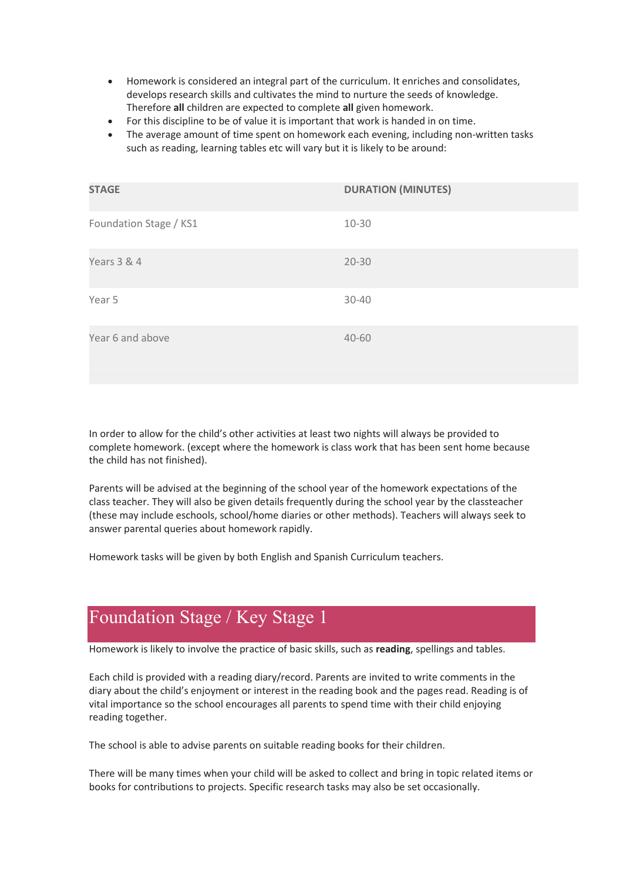- Homework is considered an integral part of the curriculum. It enriches and consolidates, develops research skills and cultivates the mind to nurture the seeds of knowledge. Therefore **all** children are expected to complete **all** given homework.
- For this discipline to be of value it is important that work is handed in on time.
- The average amount of time spent on homework each evening, including non-written tasks such as reading, learning tables etc will vary but it is likely to be around:

| STAGE | DURATION (MINUTES) |
|---|---|
| Foundation Stage / KS1 | 10-30 |
| Years 3 & 4 | 20-30 |
| Year 5 | 30-40 |
| Year 6 and above | 40-60 |

In order to allow for the child's other activities at least two nights will always be provided to complete homework. (except where the homework is class work that has been sent home because the child has not finished).

Parents will be advised at the beginning of the school year of the homework expectations of the class teacher. They will also be given details frequently during the school year by the classteacher (these may include eschools, school/home diaries or other methods). Teachers will always seek to answer parental queries about homework rapidly.

Homework tasks will be given by both English and Spanish Curriculum teachers.

## Foundation Stage / Key Stage 1

Homework is likely to involve the practice of basic skills, such as **reading**, spellings and tables.

Each child is provided with a reading diary/record. Parents are invited to write comments in the diary about the child's enjoyment or interest in the reading book and the pages read. Reading is of vital importance so the school encourages all parents to spend time with their child enjoying reading together.

The school is able to advise parents on suitable reading books for their children.

There will be many times when your child will be asked to collect and bring in topic related items or books for contributions to projects. Specific research tasks may also be set occasionally.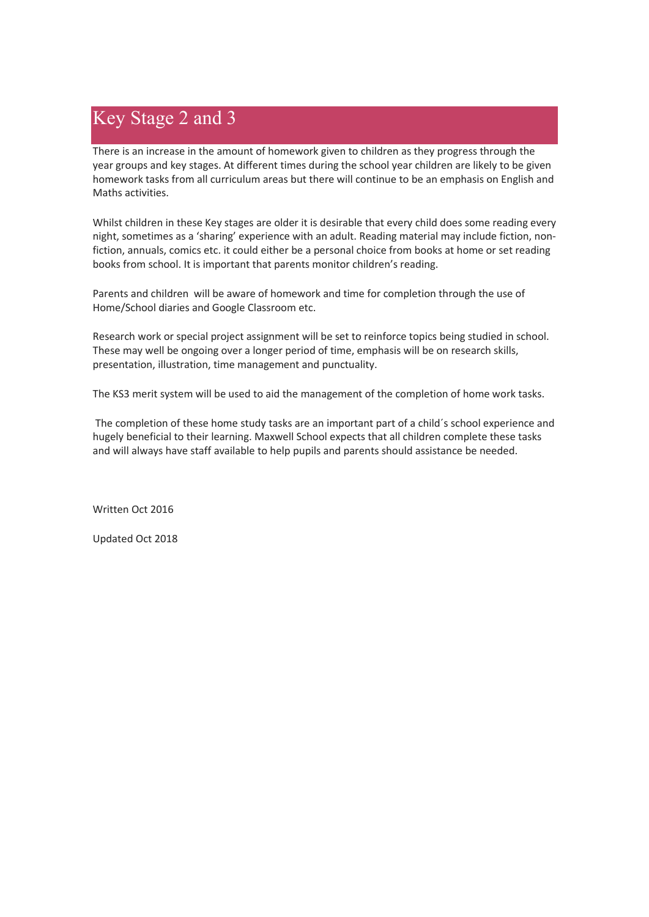# Key Stage 2 and 3

There is an increase in the amount of homework given to children as they progress through the year groups and key stages. At different times during the school year children are likely to be given homework tasks from all curriculum areas but there will continue to be an emphasis on English and Maths activities.

Whilst children in these Key stages are older it is desirable that every child does some reading every night, sometimes as a 'sharing' experience with an adult. Reading material may include fiction, non-fiction, annuals, comics etc. it could either be a personal choice from books at home or set reading books from school. It is important that parents monitor children's reading.

Parents and children will be aware of homework and time for completion through the use of Home/School diaries and Google Classroom etc.

Research work or special project assignment will be set to reinforce topics being studied in school. These may well be ongoing over a longer period of time, emphasis will be on research skills, presentation, illustration, time management and punctuality.

The KS3 merit system will be used to aid the management of the completion of home work tasks.

The completion of these home study tasks are an important part of a child´s school experience and hugely beneficial to their learning. Maxwell School expects that all children complete these tasks and will always have staff available to help pupils and parents should assistance be needed.

Written Oct 2016

Updated Oct 2018